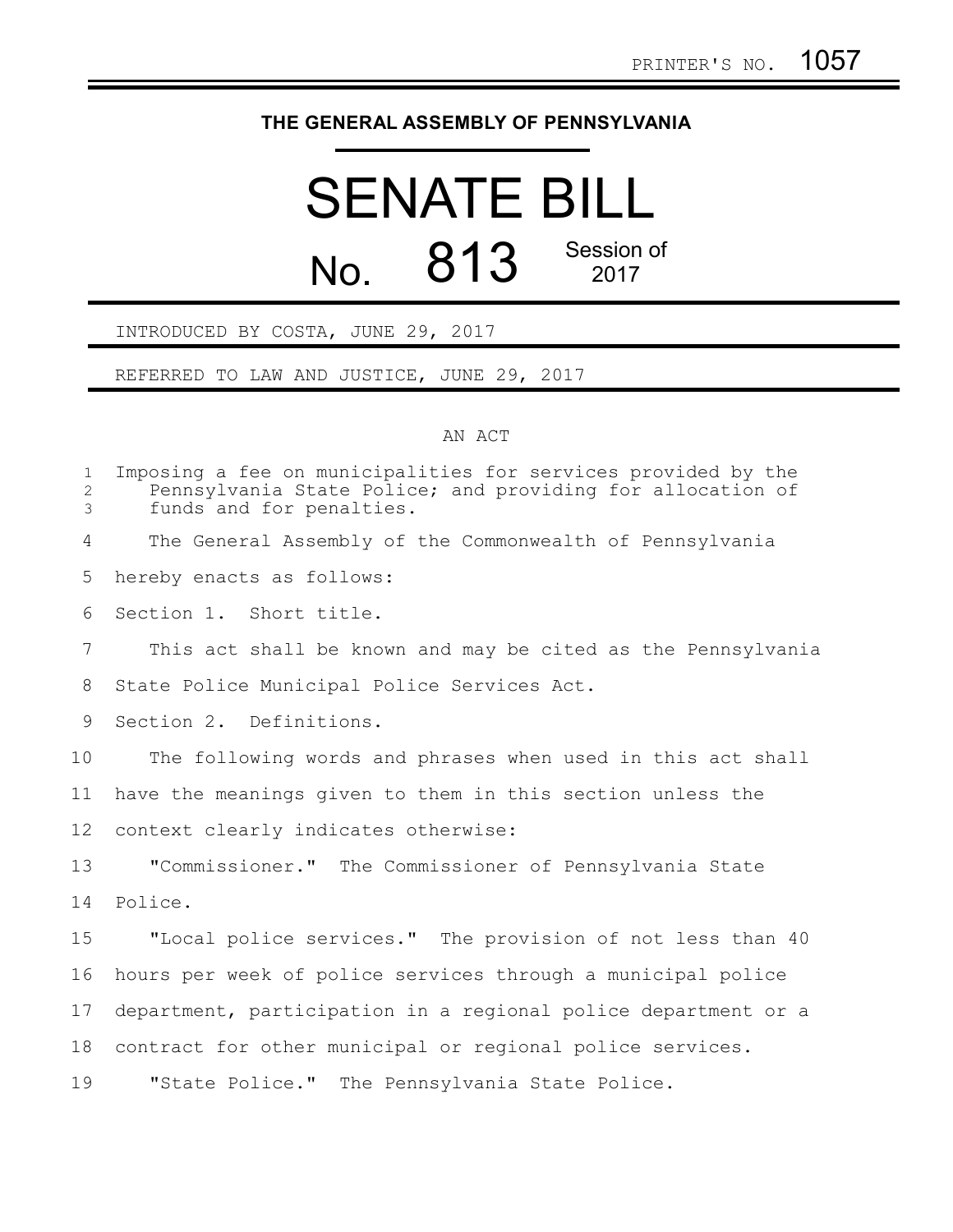PRINTER'S NO. 1057

# THE GENERAL ASSEMBLY OF PENNSYLVANIA

# SENATE BILL

## No. 813 Session of 2017

INTRODUCED BY COSTA, JUNE 29, 2017

REFERRED TO LAW AND JUSTICE, JUNE 29, 2017

AN ACT

Imposing a fee on municipalities for services provided by the Pennsylvania State Police; and providing for allocation of funds and for penalties.

The General Assembly of the Commonwealth of Pennsylvania hereby enacts as follows:

Section 1. Short title.

This act shall be known and may be cited as the Pennsylvania State Police Municipal Police Services Act.

Section 2. Definitions.

The following words and phrases when used in this act shall have the meanings given to them in this section unless the context clearly indicates otherwise:

"Commissioner." The Commissioner of Pennsylvania State Police.

"Local police services." The provision of not less than 40 hours per week of police services through a municipal police department, participation in a regional police department or a contract for other municipal or regional police services.

"State Police." The Pennsylvania State Police.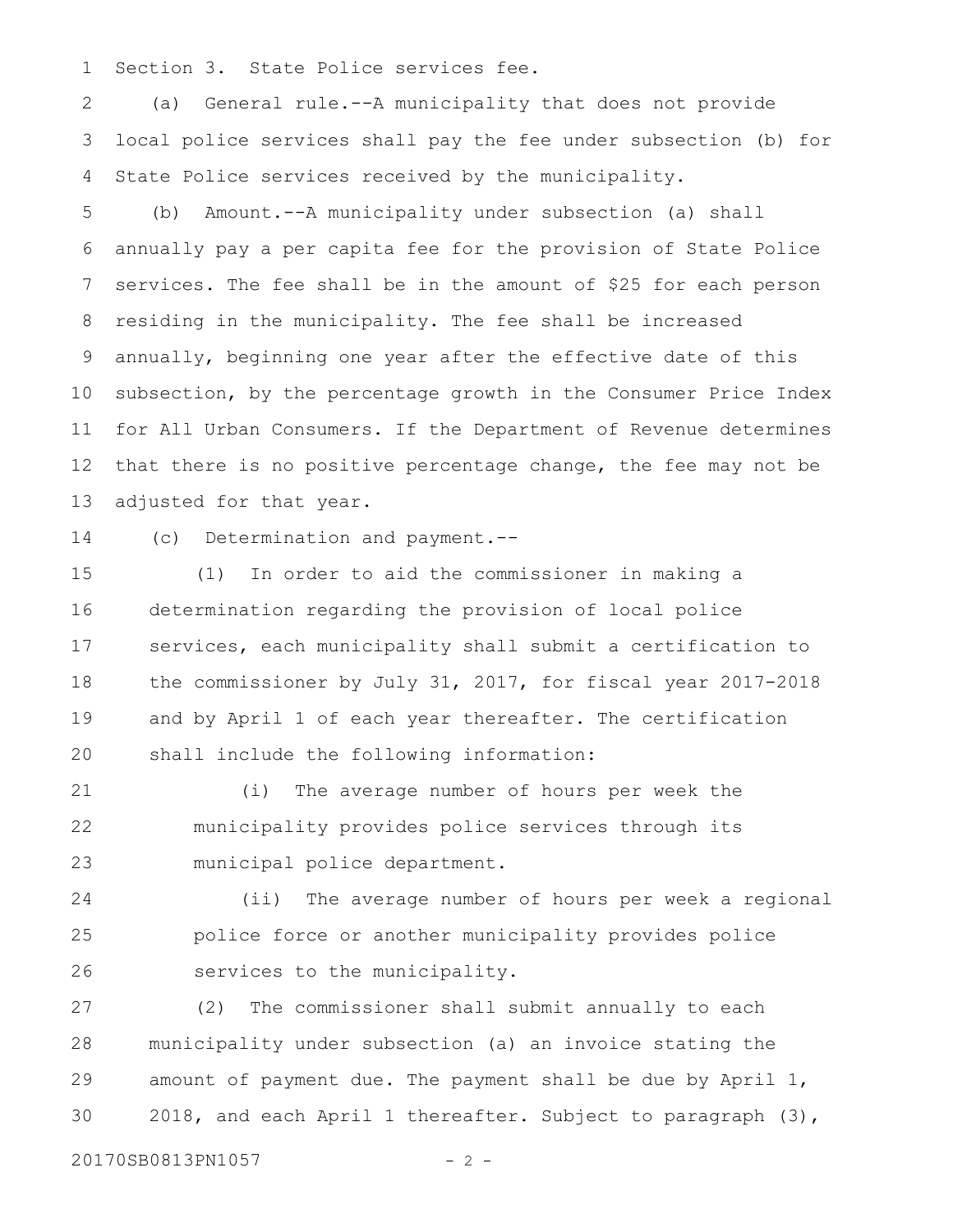Section 3. State Police services fee.

(a) General rule.--A municipality that does not provide local police services shall pay the fee under subsection (b) for State Police services received by the municipality.

(b) Amount.--A municipality under subsection (a) shall annually pay a per capita fee for the provision of State Police services. The fee shall be in the amount of $25 for each person residing in the municipality. The fee shall be increased annually, beginning one year after the effective date of this subsection, by the percentage growth in the Consumer Price Index for All Urban Consumers. If the Department of Revenue determines that there is no positive percentage change, the fee may not be adjusted for that year.

(c) Determination and payment.--

(1) In order to aid the commissioner in making a determination regarding the provision of local police services, each municipality shall submit a certification to the commissioner by July 31, 2017, for fiscal year 2017-2018 and by April 1 of each year thereafter. The certification shall include the following information:

(i) The average number of hours per week the municipality provides police services through its municipal police department.

(ii) The average number of hours per week a regional police force or another municipality provides police services to the municipality.

(2) The commissioner shall submit annually to each municipality under subsection (a) an invoice stating the amount of payment due. The payment shall be due by April 1, 2018, and each April 1 thereafter. Subject to paragraph (3),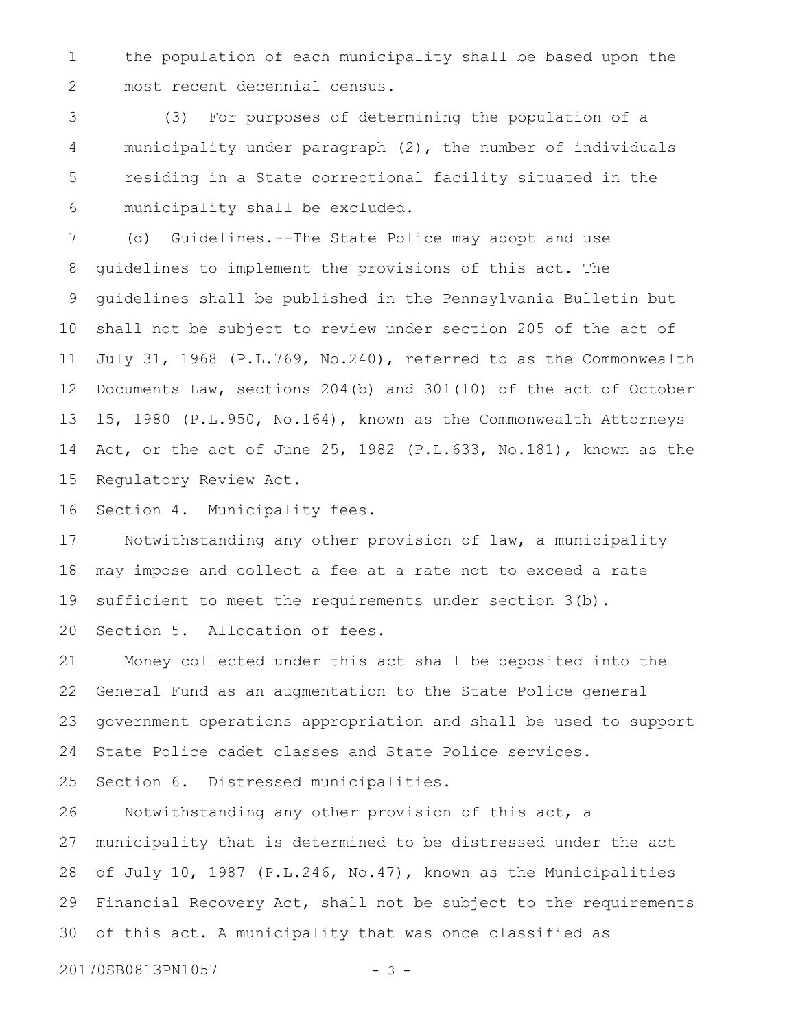the population of each municipality shall be based upon the most recent decennial census.

(3) For purposes of determining the population of a municipality under paragraph (2), the number of individuals residing in a State correctional facility situated in the municipality shall be excluded.

(d) Guidelines.--The State Police may adopt and use guidelines to implement the provisions of this act. The guidelines shall be published in the Pennsylvania Bulletin but shall not be subject to review under section 205 of the act of July 31, 1968 (P.L.769, No.240), referred to as the Commonwealth Documents Law, sections 204(b) and 301(10) of the act of October 15, 1980 (P.L.950, No.164), known as the Commonwealth Attorneys Act, or the act of June 25, 1982 (P.L.633, No.181), known as the Regulatory Review Act.

Section 4. Municipality fees.

Notwithstanding any other provision of law, a municipality may impose and collect a fee at a rate not to exceed a rate sufficient to meet the requirements under section 3(b).

Section 5. Allocation of fees.

Money collected under this act shall be deposited into the General Fund as an augmentation to the State Police general government operations appropriation and shall be used to support State Police cadet classes and State Police services.

Section 6. Distressed municipalities.

Notwithstanding any other provision of this act, a municipality that is determined to be distressed under the act of July 10, 1987 (P.L.246, No.47), known as the Municipalities Financial Recovery Act, shall not be subject to the requirements of this act. A municipality that was once classified as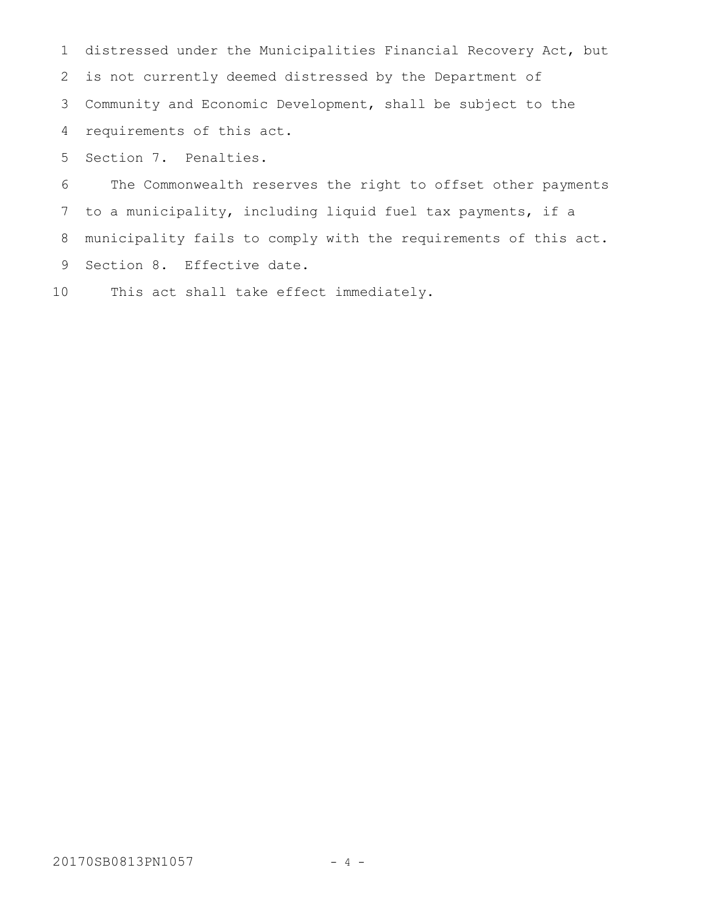distressed under the Municipalities Financial Recovery Act, but is not currently deemed distressed by the Department of Community and Economic Development, shall be subject to the requirements of this act.

Section 7. Penalties.

The Commonwealth reserves the right to offset other payments to a municipality, including liquid fuel tax payments, if a municipality fails to comply with the requirements of this act.

Section 8. Effective date.

This act shall take effect immediately.